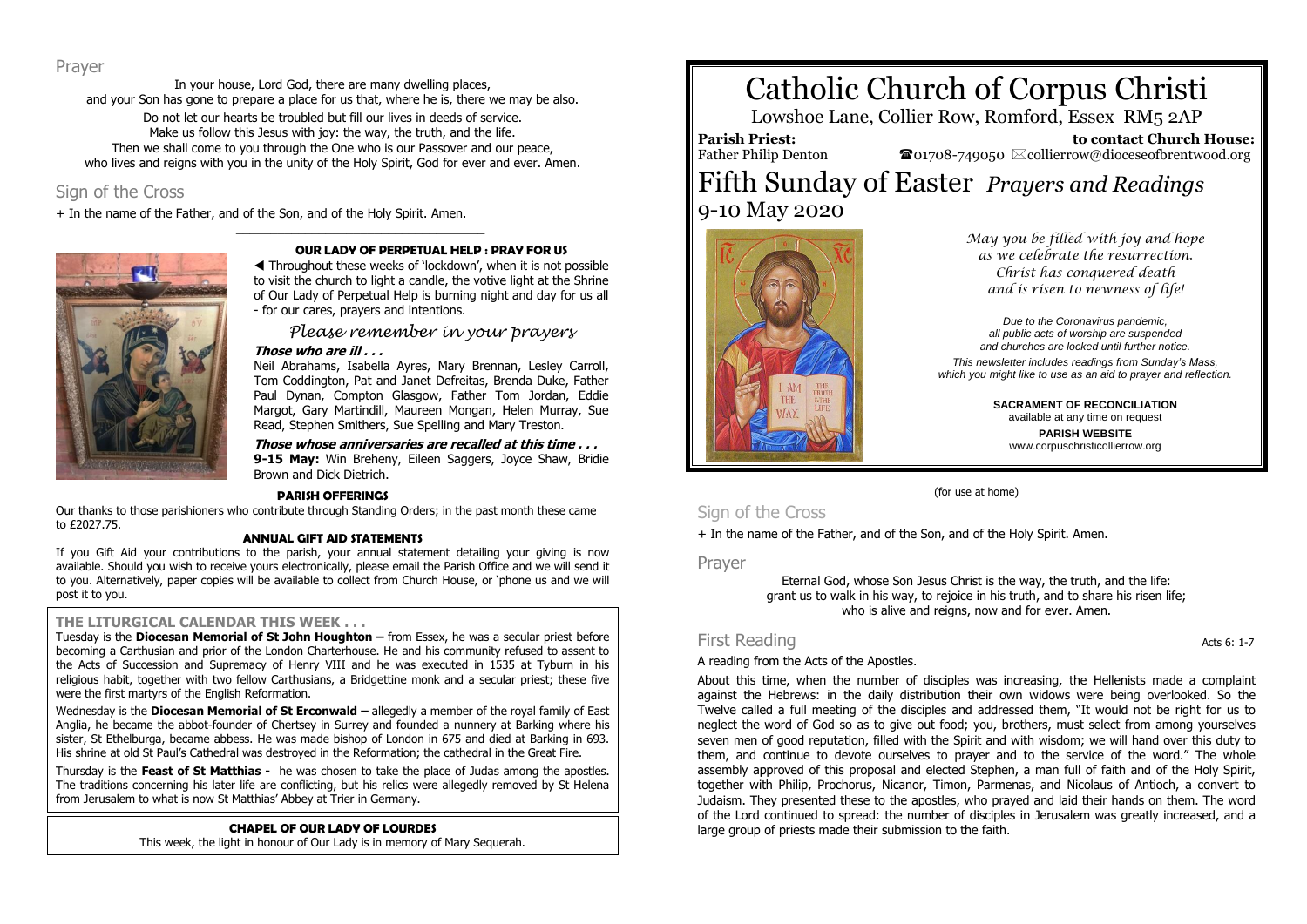## Prayer

In your house, Lord God, there are many dwelling places,
and your Son has gone to prepare a place for us that, where he is, there we may be also.
Do not let our hearts be troubled but fill our lives in deeds of service.
Make us follow this Jesus with joy: the way, the truth, and the life.
Then we shall come to you through the One who is our Passover and our peace,
who lives and reigns with you in the unity of the Holy Spirit, God for ever and ever. Amen.

## Sign of the Cross

+ In the name of the Father, and of the Son, and of the Holy Spirit. Amen.

### OUR LADY OF PERPETUAL HELP : PRAY FOR US

◀ Throughout these weeks of 'lockdown', when it is not possible to visit the church to light a candle, the votive light at the Shrine of Our Lady of Perpetual Help is burning night and day for us all - for our cares, prayers and intentions.

*Please remember in your prayers*

***Those who are ill . . .***

Neil Abrahams, Isabella Ayres, Mary Brennan, Lesley Carroll, Tom Coddington, Pat and Janet Defreitas, Brenda Duke, Father Paul Dynan, Compton Glasgow, Father Tom Jordan, Eddie Margot, Gary Martindill, Maureen Mongan, Helen Murray, Sue Read, Stephen Smithers, Sue Spelling and Mary Treston.

***Those whose anniversaries are recalled at this time . . .***

**9-15 May:** Win Breheny, Eileen Saggers, Joyce Shaw, Bridie Brown and Dick Dietrich.

### PARISH OFFERINGS

Our thanks to those parishioners who contribute through Standing Orders; in the past month these came to £2027.75.

### ANNUAL GIFT AID STATEMENTS

If you Gift Aid your contributions to the parish, your annual statement detailing your giving is now available. Should you wish to receive yours electronically, please email the Parish Office and we will send it to you. Alternatively, paper copies will be available to collect from Church House, or 'phone us and we will post it to you.

### THE LITURGICAL CALENDAR THIS WEEK . . .

Tuesday is the **Diocesan Memorial of St John Houghton –** from Essex, he was a secular priest before becoming a Carthusian and prior of the London Charterhouse. He and his community refused to assent to the Acts of Succession and Supremacy of Henry VIII and he was executed in 1535 at Tyburn in his religious habit, together with two fellow Carthusians, a Bridgettine monk and a secular priest; these five were the first martyrs of the English Reformation.

Wednesday is the **Diocesan Memorial of St Erconwald –** allegedly a member of the royal family of East Anglia, he became the abbot-founder of Chertsey in Surrey and founded a nunnery at Barking where his sister, St Ethelburga, became abbess. He was made bishop of London in 675 and died at Barking in 693. His shrine at old St Paul's Cathedral was destroyed in the Reformation; the cathedral in the Great Fire.

Thursday is the **Feast of St Matthias -** he was chosen to take the place of Judas among the apostles. The traditions concerning his later life are conflicting, but his relics were allegedly removed by St Helena from Jerusalem to what is now St Matthias' Abbey at Trier in Germany.

### CHAPEL OF OUR LADY OF LOURDES

This week, the light in honour of Our Lady is in memory of Mary Sequerah.

# Catholic Church of Corpus Christi

Lowshoe Lane, Collier Row, Romford, Essex RM5 2AP

**Parish Priest:** Father Philip Denton

**to contact Church House:** ☎01708-749050 ✉collierrow@dioceseofbrentwood.org

# Fifth Sunday of Easter *Prayers and Readings*

9-10 May 2020

*May you be filled with joy and hope as we celebrate the resurrection. Christ has conquered death and is risen to newness of life!*

*Due to the Coronavirus pandemic, all public acts of worship are suspended and churches are locked until further notice.*

*This newsletter includes readings from Sunday's Mass, which you might like to use as an aid to prayer and reflection.*

**SACRAMENT OF RECONCILIATION**
available at any time on request

**PARISH WEBSITE**
www.corpuschristicollierrow.org

(for use at home)

## Sign of the Cross

+ In the name of the Father, and of the Son, and of the Holy Spirit. Amen.

## Prayer

Eternal God, whose Son Jesus Christ is the way, the truth, and the life:
grant us to walk in his way, to rejoice in his truth, and to share his risen life;
who is alive and reigns, now and for ever. Amen.

## First Reading

Acts 6: 1-7

A reading from the Acts of the Apostles.

About this time, when the number of disciples was increasing, the Hellenists made a complaint against the Hebrews: in the daily distribution their own widows were being overlooked. So the Twelve called a full meeting of the disciples and addressed them, "It would not be right for us to neglect the word of God so as to give out food; you, brothers, must select from among yourselves seven men of good reputation, filled with the Spirit and with wisdom; we will hand over this duty to them, and continue to devote ourselves to prayer and to the service of the word." The whole assembly approved of this proposal and elected Stephen, a man full of faith and of the Holy Spirit, together with Philip, Prochorus, Nicanor, Timon, Parmenas, and Nicolaus of Antioch, a convert to Judaism. They presented these to the apostles, who prayed and laid their hands on them. The word of the Lord continued to spread: the number of disciples in Jerusalem was greatly increased, and a large group of priests made their submission to the faith.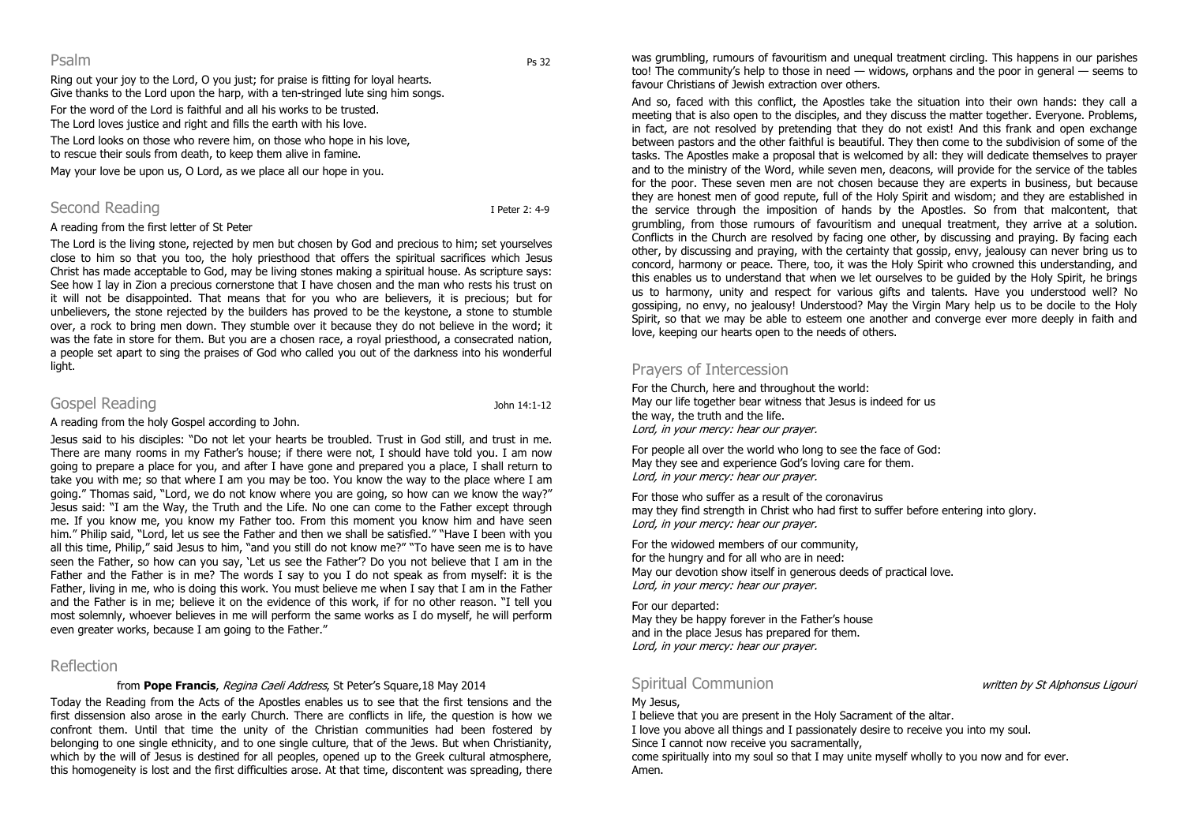## Psalm

Ps 32

Ring out your joy to the Lord, O you just; for praise is fitting for loyal hearts.
Give thanks to the Lord upon the harp, with a ten-stringed lute sing him songs.

For the word of the Lord is faithful and all his works to be trusted.
The Lord loves justice and right and fills the earth with his love.

The Lord looks on those who revere him, on those who hope in his love,
to rescue their souls from death, to keep them alive in famine.

May your love be upon us, O Lord, as we place all our hope in you.

## Second Reading

I Peter 2: 4-9

A reading from the first letter of St Peter

The Lord is the living stone, rejected by men but chosen by God and precious to him; set yourselves close to him so that you too, the holy priesthood that offers the spiritual sacrifices which Jesus Christ has made acceptable to God, may be living stones making a spiritual house. As scripture says: See how I lay in Zion a precious cornerstone that I have chosen and the man who rests his trust on it will not be disappointed. That means that for you who are believers, it is precious; but for unbelievers, the stone rejected by the builders has proved to be the keystone, a stone to stumble over, a rock to bring men down. They stumble over it because they do not believe in the word; it was the fate in store for them. But you are a chosen race, a royal priesthood, a consecrated nation, a people set apart to sing the praises of God who called you out of the darkness into his wonderful light.

## Gospel Reading

John 14:1-12

A reading from the holy Gospel according to John.

Jesus said to his disciples: "Do not let your hearts be troubled. Trust in God still, and trust in me. There are many rooms in my Father's house; if there were not, I should have told you. I am now going to prepare a place for you, and after I have gone and prepared you a place, I shall return to take you with me; so that where I am you may be too. You know the way to the place where I am going." Thomas said, "Lord, we do not know where you are going, so how can we know the way?" Jesus said: "I am the Way, the Truth and the Life. No one can come to the Father except through me. If you know me, you know my Father too. From this moment you know him and have seen him." Philip said, "Lord, let us see the Father and then we shall be satisfied." "Have I been with you all this time, Philip," said Jesus to him, "and you still do not know me?" "To have seen me is to have seen the Father, so how can you say, 'Let us see the Father'? Do you not believe that I am in the Father and the Father is in me? The words I say to you I do not speak as from myself: it is the Father, living in me, who is doing this work. You must believe me when I say that I am in the Father and the Father is in me; believe it on the evidence of this work, if for no other reason. "I tell you most solemnly, whoever believes in me will perform the same works as I do myself, he will perform even greater works, because I am going to the Father."

## Reflection

from **Pope Francis**, *Regina Caeli Address*, St Peter's Square,18 May 2014

Today the Reading from the Acts of the Apostles enables us to see that the first tensions and the first dissension also arose in the early Church. There are conflicts in life, the question is how we confront them. Until that time the unity of the Christian communities had been fostered by belonging to one single ethnicity, and to one single culture, that of the Jews. But when Christianity, which by the will of Jesus is destined for all peoples, opened up to the Greek cultural atmosphere, this homogeneity is lost and the first difficulties arose. At that time, discontent was spreading, there was grumbling, rumours of favouritism and unequal treatment circling. This happens in our parishes too! The community's help to those in need — widows, orphans and the poor in general — seems to favour Christians of Jewish extraction over others.

And so, faced with this conflict, the Apostles take the situation into their own hands: they call a meeting that is also open to the disciples, and they discuss the matter together. Everyone. Problems, in fact, are not resolved by pretending that they do not exist! And this frank and open exchange between pastors and the other faithful is beautiful. They then come to the subdivision of some of the tasks. The Apostles make a proposal that is welcomed by all: they will dedicate themselves to prayer and to the ministry of the Word, while seven men, deacons, will provide for the service of the tables for the poor. These seven men are not chosen because they are experts in business, but because they are honest men of good repute, full of the Holy Spirit and wisdom; and they are established in the service through the imposition of hands by the Apostles. So from that malcontent, that grumbling, from those rumours of favouritism and unequal treatment, they arrive at a solution. Conflicts in the Church are resolved by facing one other, by discussing and praying. By facing each other, by discussing and praying, with the certainty that gossip, envy, jealousy can never bring us to concord, harmony or peace. There, too, it was the Holy Spirit who crowned this understanding, and this enables us to understand that when we let ourselves to be guided by the Holy Spirit, he brings us to harmony, unity and respect for various gifts and talents. Have you understood well? No gossiping, no envy, no jealousy! Understood? May the Virgin Mary help us to be docile to the Holy Spirit, so that we may be able to esteem one another and converge ever more deeply in faith and love, keeping our hearts open to the needs of others.

## Prayers of Intercession

For the Church, here and throughout the world:
May our life together bear witness that Jesus is indeed for us
the way, the truth and the life.
*Lord, in your mercy: hear our prayer.*

For people all over the world who long to see the face of God:
May they see and experience God's loving care for them.
*Lord, in your mercy: hear our prayer.*

For those who suffer as a result of the coronavirus
may they find strength in Christ who had first to suffer before entering into glory.
*Lord, in your mercy: hear our prayer.*

For the widowed members of our community,
for the hungry and for all who are in need:
May our devotion show itself in generous deeds of practical love.
*Lord, in your mercy: hear our prayer.*

For our departed:
May they be happy forever in the Father's house
and in the place Jesus has prepared for them.
*Lord, in your mercy: hear our prayer.*

## Spiritual Communion

*written by St Alphonsus Ligouri*

My Jesus,
I believe that you are present in the Holy Sacrament of the altar.
I love you above all things and I passionately desire to receive you into my soul.
Since I cannot now receive you sacramentally,
come spiritually into my soul so that I may unite myself wholly to you now and for ever.
Amen.